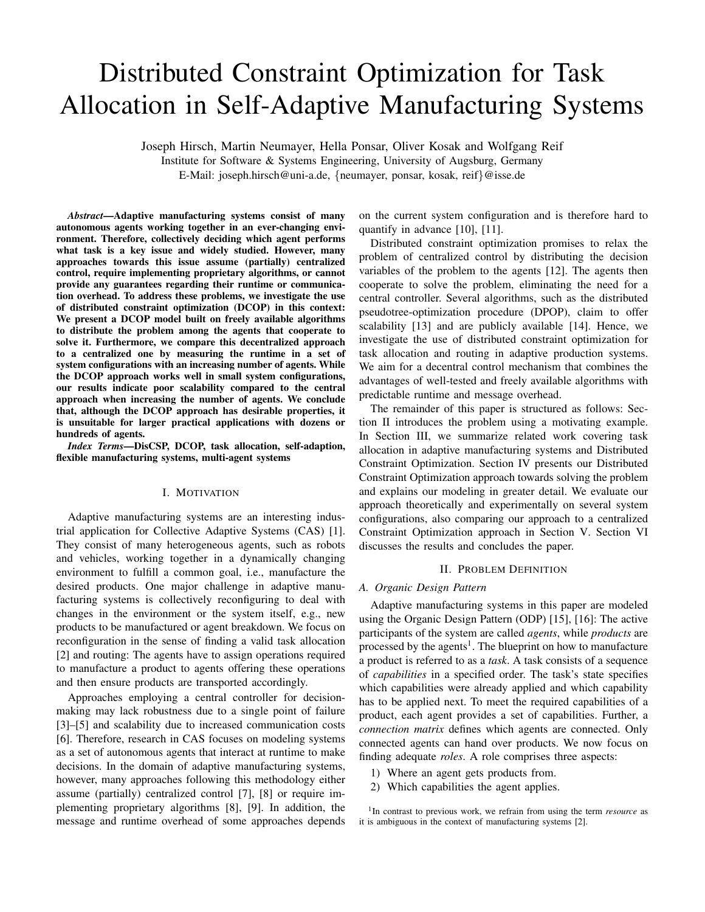# Distributed Constraint Optimization for Task Allocation in Self-Adaptive Manufacturing Systems

Joseph Hirsch, Martin Neumayer, Hella Ponsar, Oliver Kosak and Wolfgang Reif

Institute for Software & Systems Engineering, University of Augsburg, Germany

E-Mail: joseph.hirsch@uni-a.de, {neumayer, ponsar, kosak, reif}@isse.de

***Abstract*—Adaptive manufacturing systems consist of many autonomous agents working together in an ever-changing environment. Therefore, collectively deciding which agent performs what task is a key issue and widely studied. However, many approaches towards this issue assume (partially) centralized control, require implementing proprietary algorithms, or cannot provide any guarantees regarding their runtime or communication overhead. To address these problems, we investigate the use of distributed constraint optimization (DCOP) in this context: We present a DCOP model built on freely available algorithms to distribute the problem among the agents that cooperate to solve it. Furthermore, we compare this decentralized approach to a centralized one by measuring the runtime in a set of system configurations with an increasing number of agents. While the DCOP approach works well in small system configurations, our results indicate poor scalability compared to the central approach when increasing the number of agents. We conclude that, although the DCOP approach has desirable properties, it is unsuitable for larger practical applications with dozens or hundreds of agents.**

***Index Terms*—DisCSP, DCOP, task allocation, self-adaption, flexible manufacturing systems, multi-agent systems**

## I. Motivation

Adaptive manufacturing systems are an interesting industrial application for Collective Adaptive Systems (CAS) [1]. They consist of many heterogeneous agents, such as robots and vehicles, working together in a dynamically changing environment to fulfill a common goal, i.e., manufacture the desired products. One major challenge in adaptive manufacturing systems is collectively reconfiguring to deal with changes in the environment or the system itself, e.g., new products to be manufactured or agent breakdown. We focus on reconfiguration in the sense of finding a valid task allocation [2] and routing: The agents have to assign operations required to manufacture a product to agents offering these operations and then ensure products are transported accordingly.

Approaches employing a central controller for decision-making may lack robustness due to a single point of failure [3]–[5] and scalability due to increased communication costs [6]. Therefore, research in CAS focuses on modeling systems as a set of autonomous agents that interact at runtime to make decisions. In the domain of adaptive manufacturing systems, however, many approaches following this methodology either assume (partially) centralized control [7], [8] or require implementing proprietary algorithms [8], [9]. In addition, the message and runtime overhead of some approaches depends on the current system configuration and is therefore hard to quantify in advance [10], [11].

Distributed constraint optimization promises to relax the problem of centralized control by distributing the decision variables of the problem to the agents [12]. The agents then cooperate to solve the problem, eliminating the need for a central controller. Several algorithms, such as the distributed pseudotree-optimization procedure (DPOP), claim to offer scalability [13] and are publicly available [14]. Hence, we investigate the use of distributed constraint optimization for task allocation and routing in adaptive production systems. We aim for a decentral control mechanism that combines the advantages of well-tested and freely available algorithms with predictable runtime and message overhead.

The remainder of this paper is structured as follows: Section II introduces the problem using a motivating example. In Section III, we summarize related work covering task allocation in adaptive manufacturing systems and Distributed Constraint Optimization. Section IV presents our Distributed Constraint Optimization approach towards solving the problem and explains our modeling in greater detail. We evaluate our approach theoretically and experimentally on several system configurations, also comparing our approach to a centralized Constraint Optimization approach in Section V. Section VI discusses the results and concludes the paper.

## II. Problem Definition

### A. Organic Design Pattern

Adaptive manufacturing systems in this paper are modeled using the Organic Design Pattern (ODP) [15], [16]: The active participants of the system are called *agents*, while *products* are processed by the agents[1]. The blueprint on how to manufacture a product is referred to as a *task*. A task consists of a sequence of *capabilities* in a specified order. The task's state specifies which capabilities were already applied and which capability has to be applied next. To meet the required capabilities of a product, each agent provides a set of capabilities. Further, a *connection matrix* defines which agents are connected. Only connected agents can hand over products. We now focus on finding adequate *roles*. A role comprises three aspects:

1) Where an agent gets products from.
2) Which capabilities the agent applies.

[1]In contrast to previous work, we refrain from using the term *resource* as it is ambiguous in the context of manufacturing systems [2].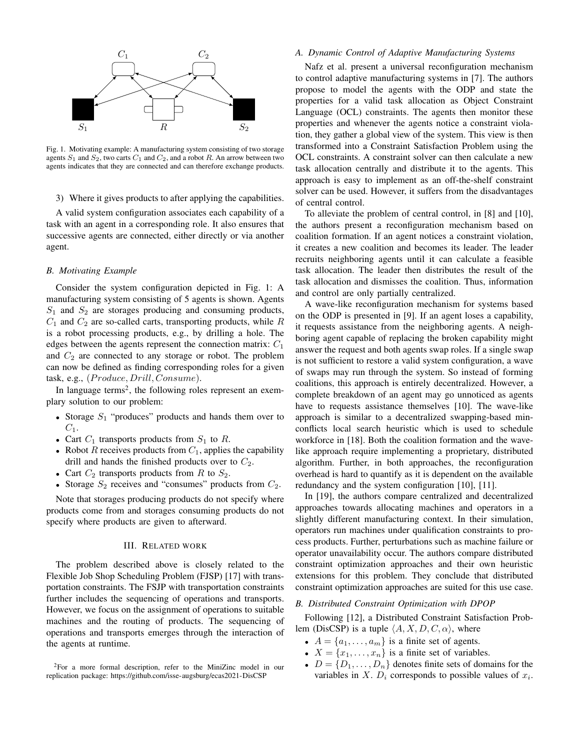Fig. 1. Motivating example: A manufacturing system consisting of two storage agents $S_1$ and $S_2$, two carts $C_1$ and $C_2$, and a robot $R$. An arrow between two agents indicates that they are connected and can therefore exchange products.

3) Where it gives products to after applying the capabilities.

A valid system configuration associates each capability of a task with an agent in a corresponding role. It also ensures that successive agents are connected, either directly or via another agent.

### B. Motivating Example

Consider the system configuration depicted in Fig. 1: A manufacturing system consisting of 5 agents is shown. Agents $S_1$ and $S_2$ are storages producing and consuming products, $C_1$ and $C_2$ are so-called carts, transporting products, while $R$ is a robot processing products, e.g., by drilling a hole. The edges between the agents represent the connection matrix: $C_1$ and $C_2$ are connected to any storage or robot. The problem can now be defined as finding corresponding roles for a given task, e.g., $(Produce, Drill, Consume)$.

In language terms[2], the following roles represent an exemplary solution to our problem:

- Storage $S_1$ "produces" products and hands them over to $C_1$.
- Cart $C_1$ transports products from $S_1$ to $R$.
- Robot $R$ receives products from $C_1$, applies the capability drill and hands the finished products over to $C_2$.
- Cart $C_2$ transports products from $R$ to $S_2$.
- Storage $S_2$ receives and "consumes" products from $C_2$.

Note that storages producing products do not specify where products come from and storages consuming products do not specify where products are given to afterward.

## III. Related work

The problem described above is closely related to the Flexible Job Shop Scheduling Problem (FJSP) [17] with transportation constraints. The FSJP with transportation constraints further includes the sequencing of operations and transports. However, we focus on the assignment of operations to suitable machines and the routing of products. The sequencing of operations and transports emerges through the interaction of the agents at runtime.

[2]For a more formal description, refer to the MiniZinc model in our replication package: https://github.com/isse-augsburg/ecas2021-DisCSP

### A. Dynamic Control of Adaptive Manufacturing Systems

Nafz et al. present a universal reconfiguration mechanism to control adaptive manufacturing systems in [7]. The authors propose to model the agents with the ODP and state the properties for a valid task allocation as Object Constraint Language (OCL) constraints. The agents then monitor these properties and whenever the agents notice a constraint violation, they gather a global view of the system. This view is then transformed into a Constraint Satisfaction Problem using the OCL constraints. A constraint solver can then calculate a new task allocation centrally and distribute it to the agents. This approach is easy to implement as an off-the-shelf constraint solver can be used. However, it suffers from the disadvantages of central control.

To alleviate the problem of central control, in [8] and [10], the authors present a reconfiguration mechanism based on coalition formation. If an agent notices a constraint violation, it creates a new coalition and becomes its leader. The leader recruits neighboring agents until it can calculate a feasible task allocation. The leader then distributes the result of the task allocation and dismisses the coalition. Thus, information and control are only partially centralized.

A wave-like reconfiguration mechanism for systems based on the ODP is presented in [9]. If an agent loses a capability, it requests assistance from the neighboring agents. A neighboring agent capable of replacing the broken capability might answer the request and both agents swap roles. If a single swap is not sufficient to restore a valid system configuration, a wave of swaps may run through the system. So instead of forming coalitions, this approach is entirely decentralized. However, a complete breakdown of an agent may go unnoticed as agents have to requests assistance themselves [10]. The wave-like approach is similar to a decentralized swapping-based min-conflicts local search heuristic which is used to schedule workforce in [18]. Both the coalition formation and the wave-like approach require implementing a proprietary, distributed algorithm. Further, in both approaches, the reconfiguration overhead is hard to quantify as it is dependent on the available redundancy and the system configuration [10], [11].

In [19], the authors compare centralized and decentralized approaches towards allocating machines and operators in a slightly different manufacturing context. In their simulation, operators run machines under qualification constraints to process products. Further, perturbations such as machine failure or operator unavailability occur. The authors compare distributed constraint optimization approaches and their own heuristic extensions for this problem. They conclude that distributed constraint optimization approaches are suited for this use case.

### B. Distributed Constraint Optimization with DPOP

Following [12], a Distributed Constraint Satisfaction Problem (DisCSP) is a tuple $\langle A, X, D, C, \alpha \rangle$, where

- $A = \{a_1, \ldots, a_m\}$ is a finite set of agents.
- $X = \{x_1, \ldots, x_n\}$ is a finite set of variables.
- $D = \{D_1, \ldots, D_n\}$ denotes finite sets of domains for the variables in $X$. $D_i$ corresponds to possible values of $x_i$.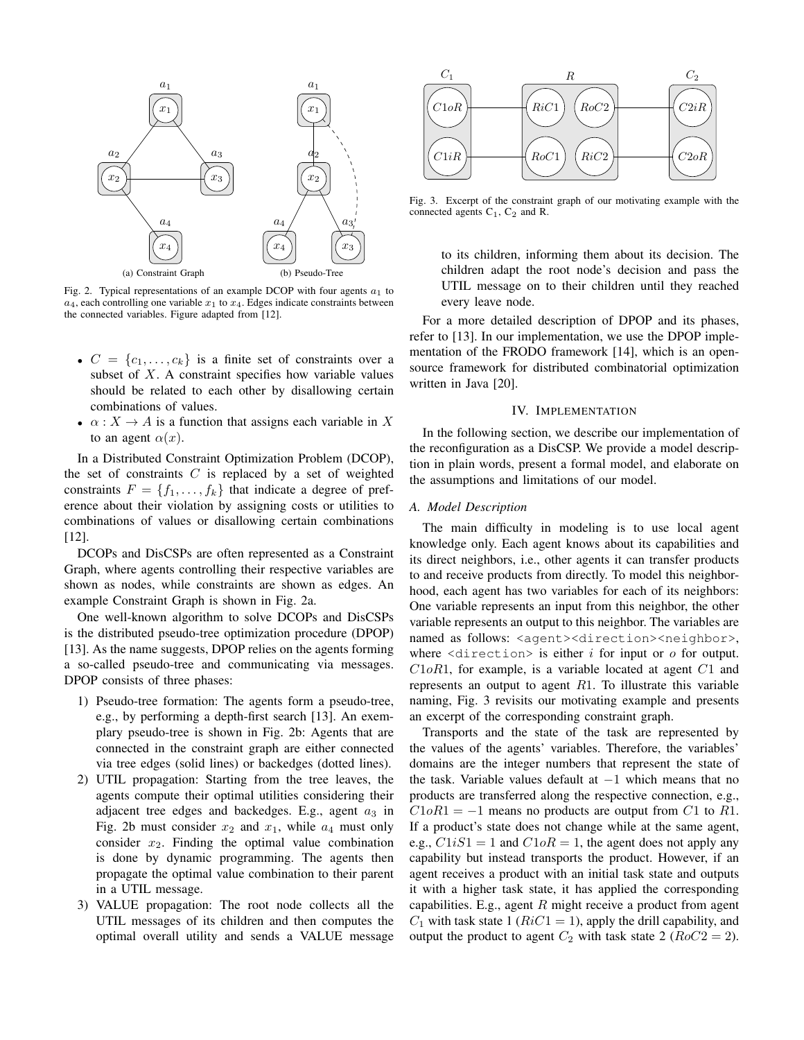Fig. 2. Typical representations of an example DCOP with four agents $a_1$ to $a_4$, each controlling one variable $x_1$ to $x_4$. Edges indicate constraints between the connected variables. Figure adapted from [12].

- $C = \{c_1, \ldots, c_k\}$ is a finite set of constraints over a subset of $X$. A constraint specifies how variable values should be related to each other by disallowing certain combinations of values.
- $\alpha : X \rightarrow A$ is a function that assigns each variable in $X$ to an agent $\alpha(x)$.

In a Distributed Constraint Optimization Problem (DCOP), the set of constraints $C$ is replaced by a set of weighted constraints $F = \{f_1, \ldots, f_k\}$ that indicate a degree of preference about their violation by assigning costs or utilities to combinations of values or disallowing certain combinations [12].

DCOPs and DisCSPs are often represented as a Constraint Graph, where agents controlling their respective variables are shown as nodes, while constraints are shown as edges. An example Constraint Graph is shown in Fig. 2a.

One well-known algorithm to solve DCOPs and DisCSPs is the distributed pseudo-tree optimization procedure (DPOP) [13]. As the name suggests, DPOP relies on the agents forming a so-called pseudo-tree and communicating via messages. DPOP consists of three phases:

1) Pseudo-tree formation: The agents form a pseudo-tree, e.g., by performing a depth-first search [13]. An exemplary pseudo-tree is shown in Fig. 2b: Agents that are connected in the constraint graph are either connected via tree edges (solid lines) or backedges (dotted lines).
2) UTIL propagation: Starting from the tree leaves, the agents compute their optimal utilities considering their adjacent tree edges and backedges. E.g., agent $a_3$ in Fig. 2b must consider $x_2$ and $x_1$, while $a_4$ must only consider $x_2$. Finding the optimal value combination is done by dynamic programming. The agents then propagate the optimal value combination to their parent in a UTIL message.
3) VALUE propagation: The root node collects all the UTIL messages of its children and then computes the optimal overall utility and sends a VALUE message to its children, informing them about its decision. The children adapt the root node's decision and pass the UTIL message on to their children until they reached every leave node.

Fig. 3. Excerpt of the constraint graph of our motivating example with the connected agents $C_1$, $C_2$ and R.

For a more detailed description of DPOP and its phases, refer to [13]. In our implementation, we use the DPOP implementation of the FRODO framework [14], which is an open-source framework for distributed combinatorial optimization written in Java [20].

## IV. Implementation

In the following section, we describe our implementation of the reconfiguration as a DisCSP. We provide a model description in plain words, present a formal model, and elaborate on the assumptions and limitations of our model.

### A. Model Description

The main difficulty in modeling is to use local agent knowledge only. Each agent knows about its capabilities and its direct neighbors, i.e., other agents it can transfer products to and receive products from directly. To model this neighborhood, each agent has two variables for each of its neighbors: One variable represents an input from this neighbor, the other variable represents an output to this neighbor. The variables are named as follows: `<agent><direction><neighbor>`, where `<direction>` is either $i$ for input or $o$ for output. $C1oR1$, for example, is a variable located at agent $C1$ and represents an output to agent $R1$. To illustrate this variable naming, Fig. 3 revisits our motivating example and presents an excerpt of the corresponding constraint graph.

Transports and the state of the task are represented by the values of the agents' variables. Therefore, the variables' domains are the integer numbers that represent the state of the task. Variable values default at $-1$ which means that no products are transferred along the respective connection, e.g., $C1oR1 = -1$ means no products are output from $C1$ to $R1$. If a product's state does not change while at the same agent, e.g., $C1iS1 = 1$ and $C1oR = 1$, the agent does not apply any capability but instead transports the product. However, if an agent receives a product with an initial task state and outputs it with a higher task state, it has applied the corresponding capabilities. E.g., agent $R$ might receive a product from agent $C_1$ with task state 1 ($RiC1 = 1$), apply the drill capability, and output the product to agent $C_2$ with task state 2 ($RoC2 = 2$).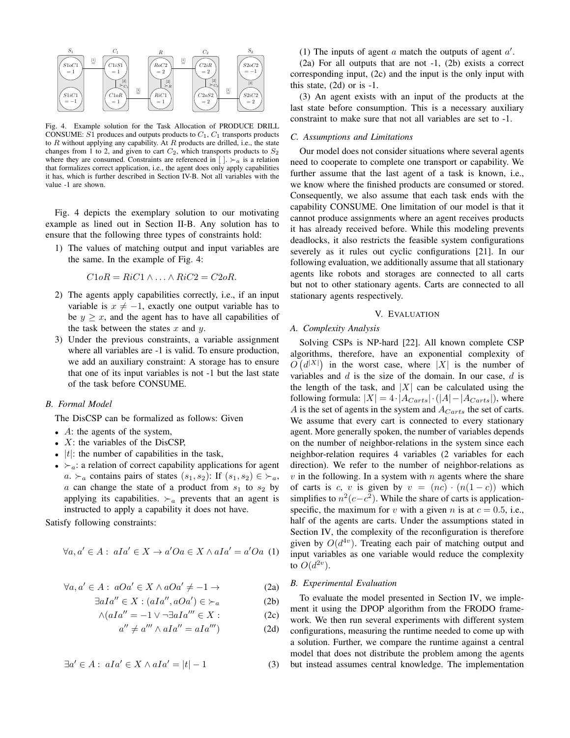Fig. 4. Example solution for the Task Allocation of PRODUCE DRILL CONSUME: $S1$ produces and outputs products to $C_1$, $C_1$ transports products to $R$ without applying any capability. At $R$ products are drilled, i.e., the state changes from 1 to 2, and given to cart $C_2$, which transports products to $S_2$ where they are consumed. Constraints are referenced in [ ]. $\succ_a$ is a relation that formalizes correct application, i.e., the agent does only apply capabilities it has, which is further described in Section IV-B. Not all variables with the value -1 are shown.

Fig. 4 depicts the exemplary solution to our motivating example as lined out in Section II-B. Any solution has to ensure that the following three types of constraints hold:

1) The values of matching output and input variables are the same. In the example of Fig. 4:

$$C1oR = RiC1 \wedge \ldots \wedge RiC2 = C2oR.$$

2) The agents apply capabilities correctly, i.e., if an input variable is $x \neq -1$, exactly one output variable has to be $y \geq x$, and the agent has to have all capabilities of the task between the states $x$ and $y$.
3) Under the previous constraints, a variable assignment where all variables are -1 is valid. To ensure production, we add an auxiliary constraint: A storage has to ensure that one of its input variables is not -1 but the last state of the task before CONSUME.

### B. Formal Model

The DisCSP can be formalized as follows: Given

- $A$: the agents of the system,
- $X$: the variables of the DisCSP,
- $|t|$: the number of capabilities in the task,
- $\succ_a$: a relation of correct capability applications for agent $a$. $\succ_a$ contains pairs of states $(s_1, s_2)$: If $(s_1, s_2) \in \succ_a$, $a$ can change the state of a product from $s_1$ to $s_2$ by applying its capabilities. $\succ_a$ prevents that an agent is instructed to apply a capability it does not have.

Satisfy following constraints:

$$\forall a, a' \in A: \ aIa' \in X \rightarrow a'Oa \in X \wedge aIa' = a'Oa \quad (1)$$

$$\begin{aligned}
\forall a, a' \in A: \ aOa' \in X \wedge aOa' \neq -1 \rightarrow \quad & (2a)\\
\exists aIa'' \in X: (aIa'', aOa') \in \succ_a \quad & (2b)\\
\wedge (aIa'' = -1 \vee \neg \exists aIa''' \in X: \quad & (2c)\\
a'' \neq a''' \wedge aIa'' = aIa''') \quad & (2d)
\end{aligned}$$

$$\exists a' \in A: \ aIa' \in X \wedge aIa' = |t| - 1 \quad (3)$$

(1) The inputs of agent $a$ match the outputs of agent $a'$.

(2a) For all outputs that are not -1, (2b) exists a correct corresponding input, (2c) and the input is the only input with this state, (2d) or is -1.

(3) An agent exists with an input of the products at the last state before consumption. This is a necessary auxiliary constraint to make sure that not all variables are set to -1.

### C. Assumptions and Limitations

Our model does not consider situations where several agents need to cooperate to complete one transport or capability. We further assume that the last agent of a task is known, i.e., we know where the finished products are consumed or stored. Consequently, we also assume that each task ends with the capability CONSUME. One limitation of our model is that it cannot produce assignments where an agent receives products it has already received before. While this modeling prevents deadlocks, it also restricts the feasible system configurations severely as it rules out cyclic configurations [21]. In our following evaluation, we additionally assume that all stationary agents like robots and storages are connected to all carts but not to other stationary agents. Carts are connected to all stationary agents respectively.

## V. Evaluation

### A. Complexity Analysis

Solving CSPs is NP-hard [22]. All known complete CSP algorithms, therefore, have an exponential complexity of $O\left(d^{|X|}\right)$ in the worst case, where $|X|$ is the number of variables and $d$ is the size of the domain. In our case, $d$ is the length of the task, and $|X|$ can be calculated using the following formula: $|X| = 4 \cdot |A_{Carts}| \cdot (|A| - |A_{Carts}|)$, where $A$ is the set of agents in the system and $A_{Carts}$ the set of carts. We assume that every cart is connected to every stationary agent. More generally spoken, the number of variables depends on the number of neighbor-relations in the system since each neighbor-relation requires 4 variables (2 variables for each direction). We refer to the number of neighbor-relations as $v$ in the following. In a system with $n$ agents where the share of carts is $c$, $v$ is given by $v = (nc) \cdot (n(1-c))$ which simplifies to $n^2(c - c^2)$. While the share of carts is application-specific, the maximum for $v$ with a given $n$ is at $c = 0.5$, i.e., half of the agents are carts. Under the assumptions stated in Section IV, the complexity of the reconfiguration is therefore given by $O(d^{4v})$. Treating each pair of matching output and input variables as one variable would reduce the complexity to $O(d^{2v})$.

### B. Experimental Evaluation

To evaluate the model presented in Section IV, we implement it using the DPOP algorithm from the FRODO framework. We then run several experiments with different system configurations, measuring the runtime needed to come up with a solution. Further, we compare the runtime against a central model that does not distribute the problem among the agents but instead assumes central knowledge. The implementation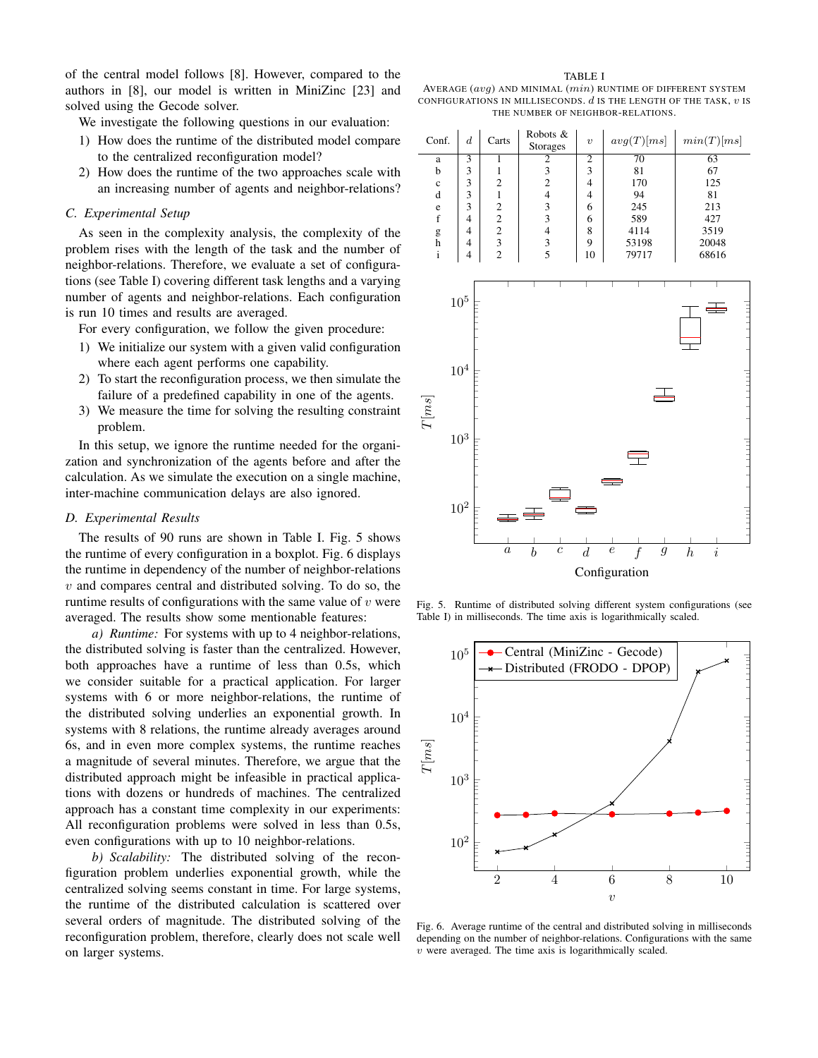of the central model follows [8]. However, compared to the authors in [8], our model is written in MiniZinc [23] and solved using the Gecode solver.

We investigate the following questions in our evaluation:

1) How does the runtime of the distributed model compare to the centralized reconfiguration model?
2) How does the runtime of the two approaches scale with an increasing number of agents and neighbor-relations?

### C. Experimental Setup

As seen in the complexity analysis, the complexity of the problem rises with the length of the task and the number of neighbor-relations. Therefore, we evaluate a set of configurations (see Table I) covering different task lengths and a varying number of agents and neighbor-relations. Each configuration is run 10 times and results are averaged.

For every configuration, we follow the given procedure:

1) We initialize our system with a given valid configuration where each agent performs one capability.
2) To start the reconfiguration process, we then simulate the failure of a predefined capability in one of the agents.
3) We measure the time for solving the resulting constraint problem.

In this setup, we ignore the runtime needed for the organization and synchronization of the agents before and after the calculation. As we simulate the execution on a single machine, inter-machine communication delays are also ignored.

### D. Experimental Results

The results of 90 runs are shown in Table I. Fig. 5 shows the runtime of every configuration in a boxplot. Fig. 6 displays the runtime in dependency of the number of neighbor-relations $v$ and compares central and distributed solving. To do so, the runtime results of configurations with the same value of $v$ were averaged. The results show some mentionable features:

*a) Runtime:* For systems with up to 4 neighbor-relations, the distributed solving is faster than the centralized. However, both approaches have a runtime of less than 0.5s, which we consider suitable for a practical application. For larger systems with 6 or more neighbor-relations, the runtime of the distributed solving underlies an exponential growth. In systems with 8 relations, the runtime already averages around 6s, and in even more complex systems, the runtime reaches a magnitude of several minutes. Therefore, we argue that the distributed approach might be infeasible in practical applications with dozens or hundreds of machines. The centralized approach has a constant time complexity in our experiments: All reconfiguration problems were solved in less than 0.5s, even configurations with up to 10 neighbor-relations.

*b) Scalability:* The distributed solving of the reconfiguration problem underlies exponential growth, while the centralized solving seems constant in time. For large systems, the runtime of the distributed calculation is scattered over several orders of magnitude. The distributed solving of the reconfiguration problem, therefore, clearly does not scale well on larger systems.

TABLE I
AVERAGE ($avg$) AND MINIMAL ($min$) RUNTIME OF DIFFERENT SYSTEM CONFIGURATIONS IN MILLISECONDS. $d$ IS THE LENGTH OF THE TASK, $v$ IS THE NUMBER OF NEIGHBOR-RELATIONS.

| Conf. | $d$ | Carts | Robots & Storages | $v$ | $avg(T)[ms]$ | $min(T)[ms]$ |
|---|---|---|---|---|---|---|
| a | 3 | 1 | 2 | 2 | 70 | 63 |
| b | 3 | 1 | 3 | 3 | 81 | 67 |
| c | 3 | 2 | 2 | 4 | 170 | 125 |
| d | 3 | 1 | 4 | 4 | 94 | 81 |
| e | 3 | 2 | 3 | 6 | 245 | 213 |
| f | 4 | 2 | 3 | 6 | 589 | 427 |
| g | 4 | 2 | 4 | 8 | 4114 | 3519 |
| h | 4 | 3 | 3 | 9 | 53198 | 20048 |
| i | 4 | 2 | 5 | 10 | 79717 | 68616 |

Fig. 5. Runtime of distributed solving different system configurations (see Table I) in milliseconds. The time axis is logarithmically scaled.

Fig. 6. Average runtime of the central and distributed solving in milliseconds depending on the number of neighbor-relations. Configurations with the same $v$ were averaged. The time axis is logarithmically scaled.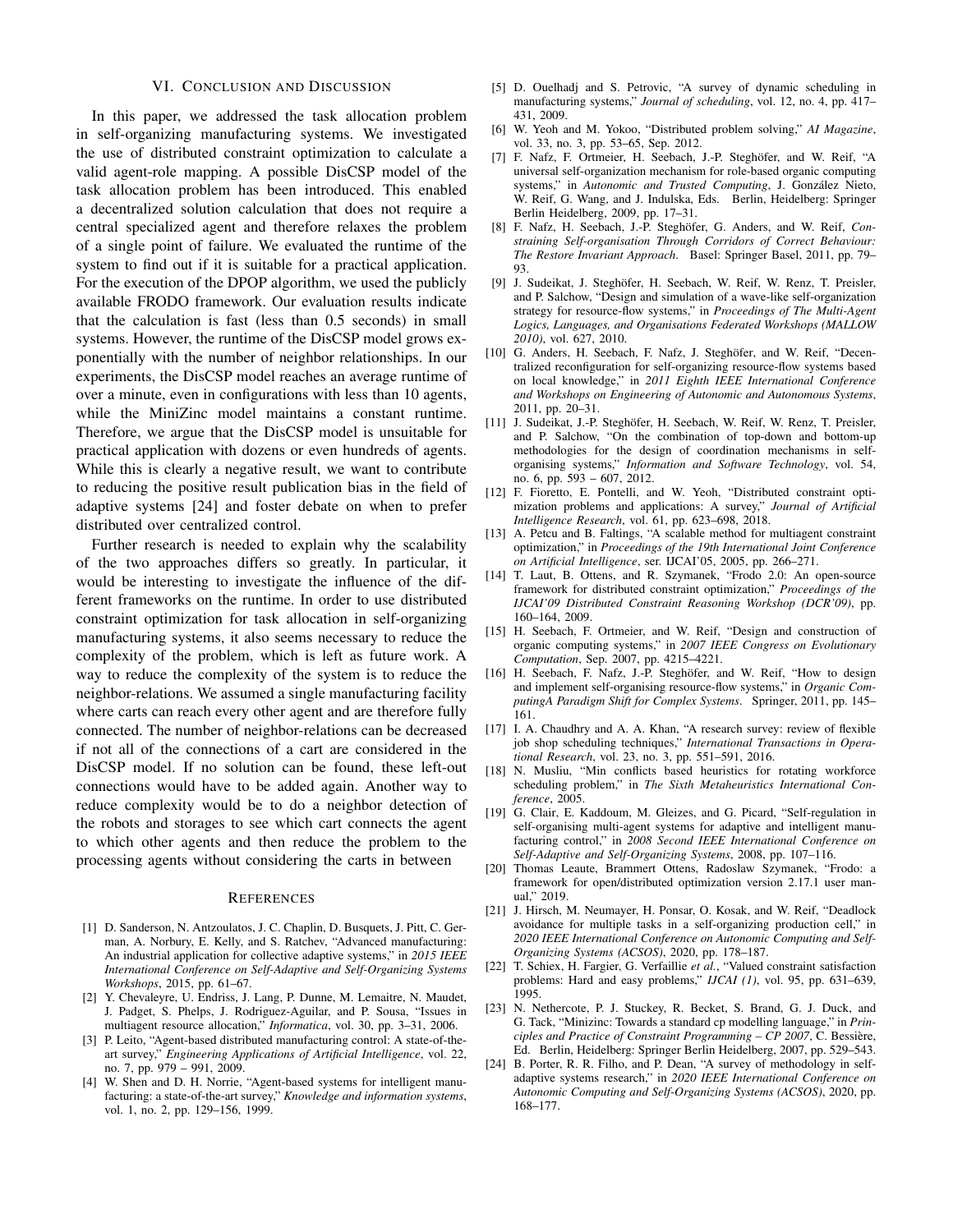## VI. Conclusion and Discussion

In this paper, we addressed the task allocation problem in self-organizing manufacturing systems. We investigated the use of distributed constraint optimization to calculate a valid agent-role mapping. A possible DisCSP model of the task allocation problem has been introduced. This enabled a decentralized solution calculation that does not require a central specialized agent and therefore relaxes the problem of a single point of failure. We evaluated the runtime of the system to find out if it is suitable for a practical application. For the execution of the DPOP algorithm, we used the publicly available FRODO framework. Our evaluation results indicate that the calculation is fast (less than 0.5 seconds) in small systems. However, the runtime of the DisCSP model grows exponentially with the number of neighbor relationships. In our experiments, the DisCSP model reaches an average runtime of over a minute, even in configurations with less than 10 agents, while the MiniZinc model maintains a constant runtime. Therefore, we argue that the DisCSP model is unsuitable for practical application with dozens or even hundreds of agents. While this is clearly a negative result, we want to contribute to reducing the positive result publication bias in the field of adaptive systems [24] and foster debate on when to prefer distributed over centralized control.

Further research is needed to explain why the scalability of the two approaches differs so greatly. In particular, it would be interesting to investigate the influence of the different frameworks on the runtime. In order to use distributed constraint optimization for task allocation in self-organizing manufacturing systems, it also seems necessary to reduce the complexity of the problem, which is left as future work. A way to reduce the complexity of the system is to reduce the neighbor-relations. We assumed a single manufacturing facility where carts can reach every other agent and are therefore fully connected. The number of neighbor-relations can be decreased if not all of the connections of a cart are considered in the DisCSP model. If no solution can be found, these left-out connections would have to be added again. Another way to reduce complexity would be to do a neighbor detection of the robots and storages to see which cart connects the agent to which other agents and then reduce the problem to the processing agents without considering the carts in between

## References

[1] D. Sanderson, N. Antzoulatos, J. C. Chaplin, D. Busquets, J. Pitt, C. German, A. Norbury, E. Kelly, and S. Ratchev, "Advanced manufacturing: An industrial application for collective adaptive systems," in *2015 IEEE International Conference on Self-Adaptive and Self-Organizing Systems Workshops*, 2015, pp. 61–67.

[2] Y. Chevaleyre, U. Endriss, J. Lang, P. Dunne, M. Lemaitre, N. Maudet, J. Padget, S. Phelps, J. Rodriguez-Aguilar, and P. Sousa, "Issues in multiagent resource allocation," *Informatica*, vol. 30, pp. 3–31, 2006.

[3] P. Leito, "Agent-based distributed manufacturing control: A state-of-the-art survey," *Engineering Applications of Artificial Intelligence*, vol. 22, no. 7, pp. 979 – 991, 2009.

[4] W. Shen and D. H. Norrie, "Agent-based systems for intelligent manufacturing: a state-of-the-art survey," *Knowledge and information systems*, vol. 1, no. 2, pp. 129–156, 1999.

[5] D. Ouelhadj and S. Petrovic, "A survey of dynamic scheduling in manufacturing systems," *Journal of scheduling*, vol. 12, no. 4, pp. 417–431, 2009.

[6] W. Yeoh and M. Yokoo, "Distributed problem solving," *AI Magazine*, vol. 33, no. 3, pp. 53–65, Sep. 2012.

[7] F. Nafz, F. Ortmeier, H. Seebach, J.-P. Steghöfer, and W. Reif, "A universal self-organization mechanism for role-based organic computing systems," in *Autonomic and Trusted Computing*, J. González Nieto, W. Reif, G. Wang, and J. Indulska, Eds. Berlin, Heidelberg: Springer Berlin Heidelberg, 2009, pp. 17–31.

[8] F. Nafz, H. Seebach, J.-P. Steghöfer, G. Anders, and W. Reif, *Constraining Self-organisation Through Corridors of Correct Behaviour: The Restore Invariant Approach*. Basel: Springer Basel, 2011, pp. 79–93.

[9] J. Sudeikat, J. Steghöfer, H. Seebach, W. Reif, W. Renz, T. Preisler, and P. Salchow, "Design and simulation of a wave-like self-organization strategy for resource-flow systems," in *Proceedings of The Multi-Agent Logics, Languages, and Organisations Federated Workshops (MALLOW 2010)*, vol. 627, 2010.

[10] G. Anders, H. Seebach, F. Nafz, J. Steghöfer, and W. Reif, "Decentralized reconfiguration for self-organizing resource-flow systems based on local knowledge," in *2011 Eighth IEEE International Conference and Workshops on Engineering of Autonomic and Autonomous Systems*, 2011, pp. 20–31.

[11] J. Sudeikat, J.-P. Steghöfer, H. Seebach, W. Reif, W. Renz, T. Preisler, and P. Salchow, "On the combination of top-down and bottom-up methodologies for the design of coordination mechanisms in self-organising systems," *Information and Software Technology*, vol. 54, no. 6, pp. 593 – 607, 2012.

[12] F. Fioretto, E. Pontelli, and W. Yeoh, "Distributed constraint optimization problems and applications: A survey," *Journal of Artificial Intelligence Research*, vol. 61, pp. 623–698, 2018.

[13] A. Petcu and B. Faltings, "A scalable method for multiagent constraint optimization," in *Proceedings of the 19th International Joint Conference on Artificial Intelligence*, ser. IJCAI'05, 2005, pp. 266–271.

[14] T. Laut, B. Ottens, and R. Szymanek, "Frodo 2.0: An open-source framework for distributed constraint optimization," *Proceedings of the IJCAI'09 Distributed Constraint Reasoning Workshop (DCR'09)*, pp. 160–164, 2009.

[15] H. Seebach, F. Ortmeier, and W. Reif, "Design and construction of organic computing systems," in *2007 IEEE Congress on Evolutionary Computation*, Sep. 2007, pp. 4215–4221.

[16] H. Seebach, F. Nafz, J.-P. Steghöfer, and W. Reif, "How to design and implement self-organising resource-flow systems," in *Organic ComputingA Paradigm Shift for Complex Systems*. Springer, 2011, pp. 145–161.

[17] I. A. Chaudhry and A. A. Khan, "A research survey: review of flexible job shop scheduling techniques," *International Transactions in Operational Research*, vol. 23, no. 3, pp. 551–591, 2016.

[18] N. Musliu, "Min conflicts based heuristics for rotating workforce scheduling problem," in *The Sixth Metaheuristics International Conference*, 2005.

[19] G. Clair, E. Kaddoum, M. Gleizes, and G. Picard, "Self-regulation in self-organising multi-agent systems for adaptive and intelligent manufacturing control," in *2008 Second IEEE International Conference on Self-Adaptive and Self-Organizing Systems*, 2008, pp. 107–116.

[20] Thomas Leaute, Brammert Ottens, Radoslaw Szymanek, "Frodo: a framework for open/distributed optimization version 2.17.1 user manual," 2019.

[21] J. Hirsch, M. Neumayer, H. Ponsar, O. Kosak, and W. Reif, "Deadlock avoidance for multiple tasks in a self-organizing production cell," in *2020 IEEE International Conference on Autonomic Computing and Self-Organizing Systems (ACSOS)*, 2020, pp. 178–187.

[22] T. Schiex, H. Fargier, G. Verfaillie *et al.*, "Valued constraint satisfaction problems: Hard and easy problems," *IJCAI (1)*, vol. 95, pp. 631–639, 1995.

[23] N. Nethercote, P. J. Stuckey, R. Becket, S. Brand, G. J. Duck, and G. Tack, "Minizinc: Towards a standard cp modelling language," in *Principles and Practice of Constraint Programming – CP 2007*, C. Bessière, Ed. Berlin, Heidelberg: Springer Berlin Heidelberg, 2007, pp. 529–543.

[24] B. Porter, R. R. Filho, and P. Dean, "A survey of methodology in self-adaptive systems research," in *2020 IEEE International Conference on Autonomic Computing and Self-Organizing Systems (ACSOS)*, 2020, pp. 168–177.